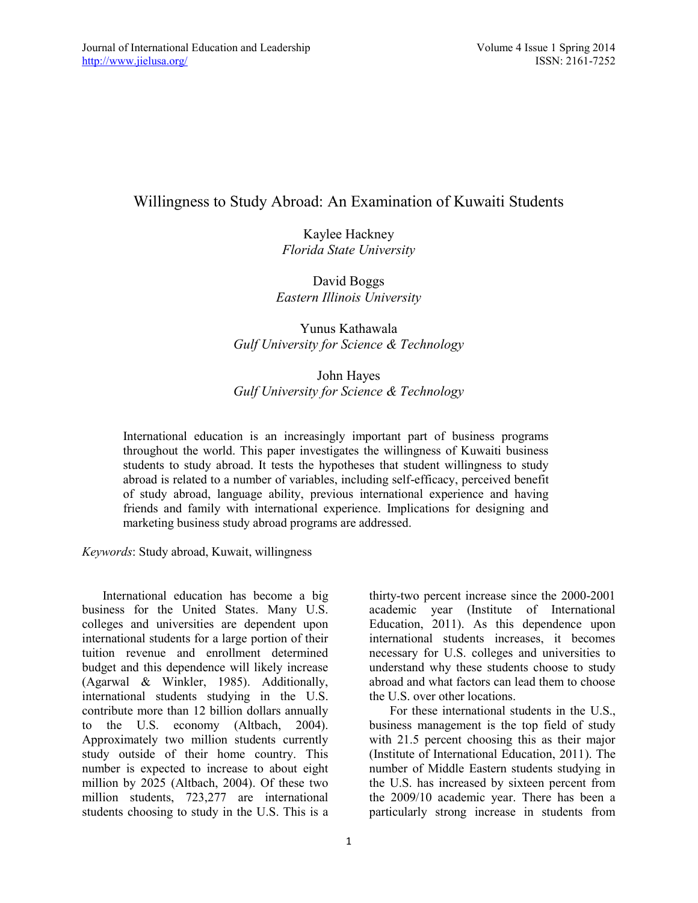# Willingness to Study Abroad: An Examination of Kuwaiti Students

Kaylee Hackney
*Florida State University*

David Boggs
*Eastern Illinois University*

Yunus Kathawala
*Gulf University for Science & Technology*

John Hayes
*Gulf University for Science & Technology*

International education is an increasingly important part of business programs throughout the world. This paper investigates the willingness of Kuwaiti business students to study abroad. It tests the hypotheses that student willingness to study abroad is related to a number of variables, including self-efficacy, perceived benefit of study abroad, language ability, previous international experience and having friends and family with international experience. Implications for designing and marketing business study abroad programs are addressed.

*Keywords*: Study abroad, Kuwait, willingness

International education has become a big business for the United States. Many U.S. colleges and universities are dependent upon international students for a large portion of their tuition revenue and enrollment determined budget and this dependence will likely increase (Agarwal & Winkler, 1985). Additionally, international students studying in the U.S. contribute more than 12 billion dollars annually to the U.S. economy (Altbach, 2004). Approximately two million students currently study outside of their home country. This number is expected to increase to about eight million by 2025 (Altbach, 2004). Of these two million students, 723,277 are international students choosing to study in the U.S. This is a thirty-two percent increase since the 2000-2001 academic year (Institute of International Education, 2011). As this dependence upon international students increases, it becomes necessary for U.S. colleges and universities to understand why these students choose to study abroad and what factors can lead them to choose the U.S. over other locations.

For these international students in the U.S., business management is the top field of study with 21.5 percent choosing this as their major (Institute of International Education, 2011). The number of Middle Eastern students studying in the U.S. has increased by sixteen percent from the 2009/10 academic year. There has been a particularly strong increase in students from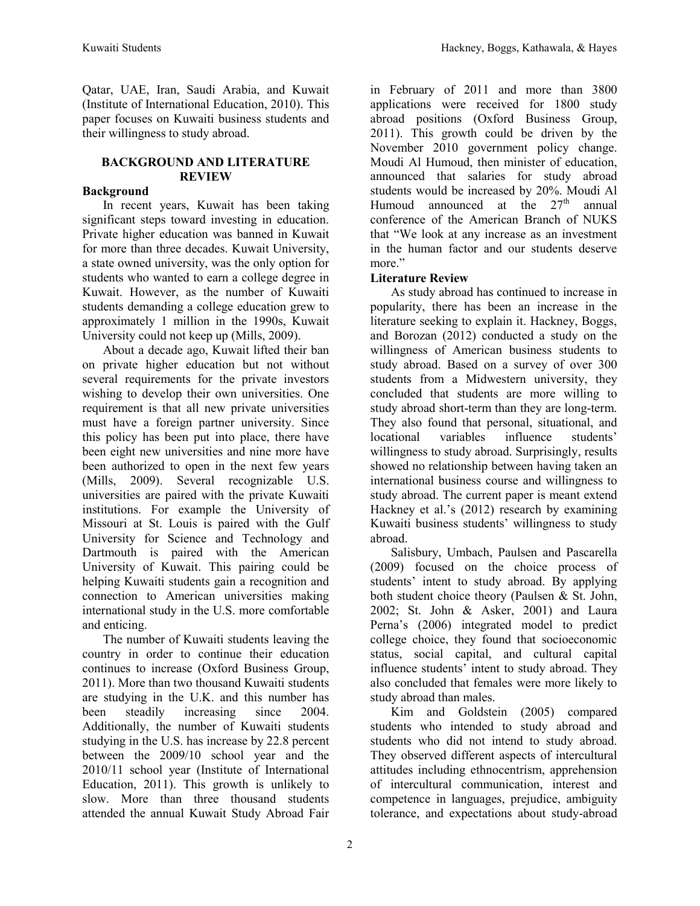Qatar, UAE, Iran, Saudi Arabia, and Kuwait (Institute of International Education, 2010). This paper focuses on Kuwaiti business students and their willingness to study abroad.

## BACKGROUND AND LITERATURE REVIEW

### Background

In recent years, Kuwait has been taking significant steps toward investing in education. Private higher education was banned in Kuwait for more than three decades. Kuwait University, a state owned university, was the only option for students who wanted to earn a college degree in Kuwait. However, as the number of Kuwaiti students demanding a college education grew to approximately 1 million in the 1990s, Kuwait University could not keep up (Mills, 2009).

About a decade ago, Kuwait lifted their ban on private higher education but not without several requirements for the private investors wishing to develop their own universities. One requirement is that all new private universities must have a foreign partner university. Since this policy has been put into place, there have been eight new universities and nine more have been authorized to open in the next few years (Mills, 2009). Several recognizable U.S. universities are paired with the private Kuwaiti institutions. For example the University of Missouri at St. Louis is paired with the Gulf University for Science and Technology and Dartmouth is paired with the American University of Kuwait. This pairing could be helping Kuwaiti students gain a recognition and connection to American universities making international study in the U.S. more comfortable and enticing.

The number of Kuwaiti students leaving the country in order to continue their education continues to increase (Oxford Business Group, 2011). More than two thousand Kuwaiti students are studying in the U.K. and this number has been steadily increasing since 2004. Additionally, the number of Kuwaiti students studying in the U.S. has increase by 22.8 percent between the 2009/10 school year and the 2010/11 school year (Institute of International Education, 2011). This growth is unlikely to slow. More than three thousand students attended the annual Kuwait Study Abroad Fair in February of 2011 and more than 3800 applications were received for 1800 study abroad positions (Oxford Business Group, 2011). This growth could be driven by the November 2010 government policy change. Moudi Al Humoud, then minister of education, announced that salaries for study abroad students would be increased by 20%. Moudi Al Humoud announced at the 27th annual conference of the American Branch of NUKS that "We look at any increase as an investment in the human factor and our students deserve more."

### Literature Review

As study abroad has continued to increase in popularity, there has been an increase in the literature seeking to explain it. Hackney, Boggs, and Borozan (2012) conducted a study on the willingness of American business students to study abroad. Based on a survey of over 300 students from a Midwestern university, they concluded that students are more willing to study abroad short-term than they are long-term. They also found that personal, situational, and locational variables influence students' willingness to study abroad. Surprisingly, results showed no relationship between having taken an international business course and willingness to study abroad. The current paper is meant extend Hackney et al.'s (2012) research by examining Kuwaiti business students' willingness to study abroad.

Salisbury, Umbach, Paulsen and Pascarella (2009) focused on the choice process of students' intent to study abroad. By applying both student choice theory (Paulsen & St. John, 2002; St. John & Asker, 2001) and Laura Perna's (2006) integrated model to predict college choice, they found that socioeconomic status, social capital, and cultural capital influence students' intent to study abroad. They also concluded that females were more likely to study abroad than males.

Kim and Goldstein (2005) compared students who intended to study abroad and students who did not intend to study abroad. They observed different aspects of intercultural attitudes including ethnocentrism, apprehension of intercultural communication, interest and competence in languages, prejudice, ambiguity tolerance, and expectations about study-abroad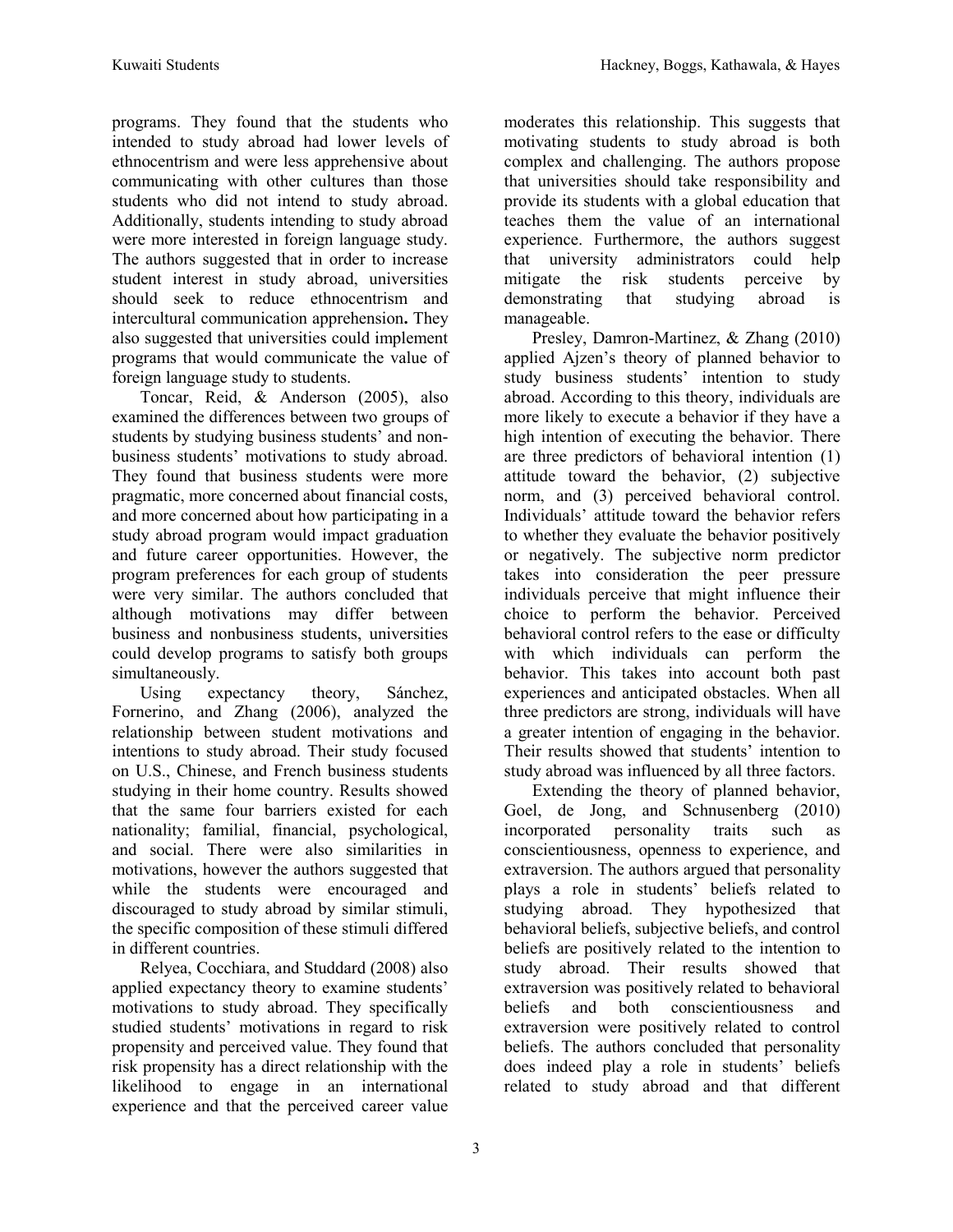programs. They found that the students who intended to study abroad had lower levels of ethnocentrism and were less apprehensive about communicating with other cultures than those students who did not intend to study abroad. Additionally, students intending to study abroad were more interested in foreign language study. The authors suggested that in order to increase student interest in study abroad, universities should seek to reduce ethnocentrism and intercultural communication apprehension**.** They also suggested that universities could implement programs that would communicate the value of foreign language study to students.

Toncar, Reid, & Anderson (2005), also examined the differences between two groups of students by studying business students' and nonbusiness students' motivations to study abroad. They found that business students were more pragmatic, more concerned about financial costs, and more concerned about how participating in a study abroad program would impact graduation and future career opportunities. However, the program preferences for each group of students were very similar. The authors concluded that although motivations may differ between business and nonbusiness students, universities could develop programs to satisfy both groups simultaneously.

Using expectancy theory, Sánchez, Fornerino, and Zhang (2006), analyzed the relationship between student motivations and intentions to study abroad. Their study focused on U.S., Chinese, and French business students studying in their home country. Results showed that the same four barriers existed for each nationality; familial, financial, psychological, and social. There were also similarities in motivations, however the authors suggested that while the students were encouraged and discouraged to study abroad by similar stimuli, the specific composition of these stimuli differed in different countries.

Relyea, Cocchiara, and Studdard (2008) also applied expectancy theory to examine students' motivations to study abroad. They specifically studied students' motivations in regard to risk propensity and perceived value. They found that risk propensity has a direct relationship with the likelihood to engage in an international experience and that the perceived career value moderates this relationship. This suggests that motivating students to study abroad is both complex and challenging. The authors propose that universities should take responsibility and provide its students with a global education that teaches them the value of an international experience. Furthermore, the authors suggest that university administrators could help mitigate the risk students perceive by demonstrating that studying abroad is manageable.

Presley, Damron-Martinez, & Zhang (2010) applied Ajzen's theory of planned behavior to study business students' intention to study abroad. According to this theory, individuals are more likely to execute a behavior if they have a high intention of executing the behavior. There are three predictors of behavioral intention (1) attitude toward the behavior, (2) subjective norm, and (3) perceived behavioral control. Individuals' attitude toward the behavior refers to whether they evaluate the behavior positively or negatively. The subjective norm predictor takes into consideration the peer pressure individuals perceive that might influence their choice to perform the behavior. Perceived behavioral control refers to the ease or difficulty with which individuals can perform the behavior. This takes into account both past experiences and anticipated obstacles. When all three predictors are strong, individuals will have a greater intention of engaging in the behavior. Their results showed that students' intention to study abroad was influenced by all three factors.

Extending the theory of planned behavior, Goel, de Jong, and Schnusenberg (2010) incorporated personality traits such as conscientiousness, openness to experience, and extraversion. The authors argued that personality plays a role in students' beliefs related to studying abroad. They hypothesized that behavioral beliefs, subjective beliefs, and control beliefs are positively related to the intention to study abroad. Their results showed that extraversion was positively related to behavioral beliefs and both conscientiousness and extraversion were positively related to control beliefs. The authors concluded that personality does indeed play a role in students' beliefs related to study abroad and that different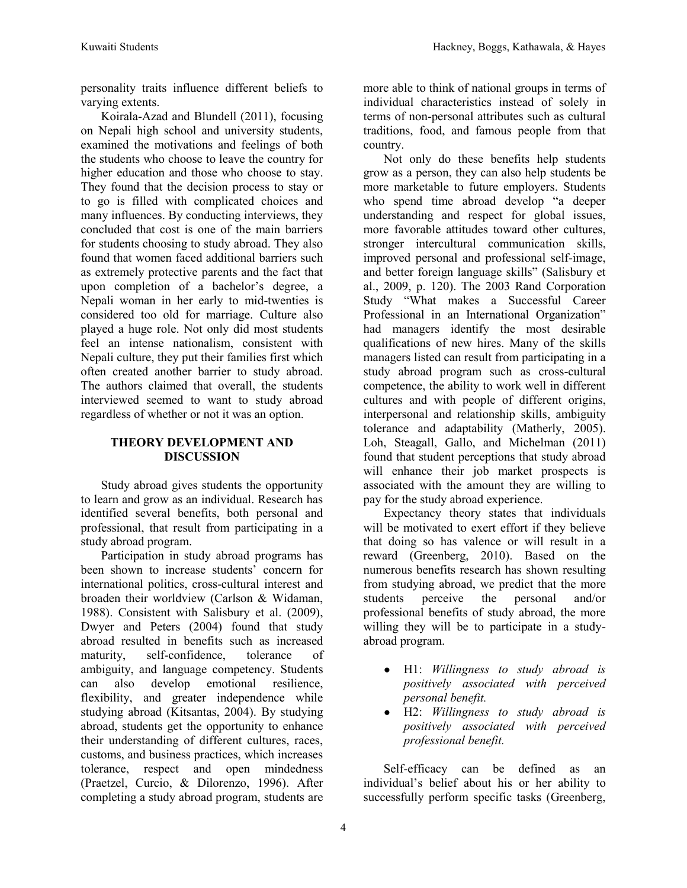personality traits influence different beliefs to varying extents.

Koirala-Azad and Blundell (2011), focusing on Nepali high school and university students, examined the motivations and feelings of both the students who choose to leave the country for higher education and those who choose to stay. They found that the decision process to stay or to go is filled with complicated choices and many influences. By conducting interviews, they concluded that cost is one of the main barriers for students choosing to study abroad. They also found that women faced additional barriers such as extremely protective parents and the fact that upon completion of a bachelor's degree, a Nepali woman in her early to mid-twenties is considered too old for marriage. Culture also played a huge role. Not only did most students feel an intense nationalism, consistent with Nepali culture, they put their families first which often created another barrier to study abroad. The authors claimed that overall, the students interviewed seemed to want to study abroad regardless of whether or not it was an option.

## THEORY DEVELOPMENT AND DISCUSSION

Study abroad gives students the opportunity to learn and grow as an individual. Research has identified several benefits, both personal and professional, that result from participating in a study abroad program.

Participation in study abroad programs has been shown to increase students' concern for international politics, cross-cultural interest and broaden their worldview (Carlson & Widaman, 1988). Consistent with Salisbury et al. (2009), Dwyer and Peters (2004) found that study abroad resulted in benefits such as increased maturity, self-confidence, tolerance of ambiguity, and language competency. Students can also develop emotional resilience, flexibility, and greater independence while studying abroad (Kitsantas, 2004). By studying abroad, students get the opportunity to enhance their understanding of different cultures, races, customs, and business practices, which increases tolerance, respect and open mindedness (Praetzel, Curcio, & Dilorenzo, 1996). After completing a study abroad program, students are more able to think of national groups in terms of individual characteristics instead of solely in terms of non-personal attributes such as cultural traditions, food, and famous people from that country.

Not only do these benefits help students grow as a person, they can also help students be more marketable to future employers. Students who spend time abroad develop "a deeper understanding and respect for global issues, more favorable attitudes toward other cultures, stronger intercultural communication skills, improved personal and professional self-image, and better foreign language skills" (Salisbury et al., 2009, p. 120). The 2003 Rand Corporation Study "What makes a Successful Career Professional in an International Organization" had managers identify the most desirable qualifications of new hires. Many of the skills managers listed can result from participating in a study abroad program such as cross-cultural competence, the ability to work well in different cultures and with people of different origins, interpersonal and relationship skills, ambiguity tolerance and adaptability (Matherly, 2005). Loh, Steagall, Gallo, and Michelman (2011) found that student perceptions that study abroad will enhance their job market prospects is associated with the amount they are willing to pay for the study abroad experience.

Expectancy theory states that individuals will be motivated to exert effort if they believe that doing so has valence or will result in a reward (Greenberg, 2010). Based on the numerous benefits research has shown resulting from studying abroad, we predict that the more students perceive the personal and/or professional benefits of study abroad, the more willing they will be to participate in a study-abroad program.

- H1: *Willingness to study abroad is positively associated with perceived personal benefit.*
- H2: *Willingness to study abroad is positively associated with perceived professional benefit.*

Self-efficacy can be defined as an individual's belief about his or her ability to successfully perform specific tasks (Greenberg,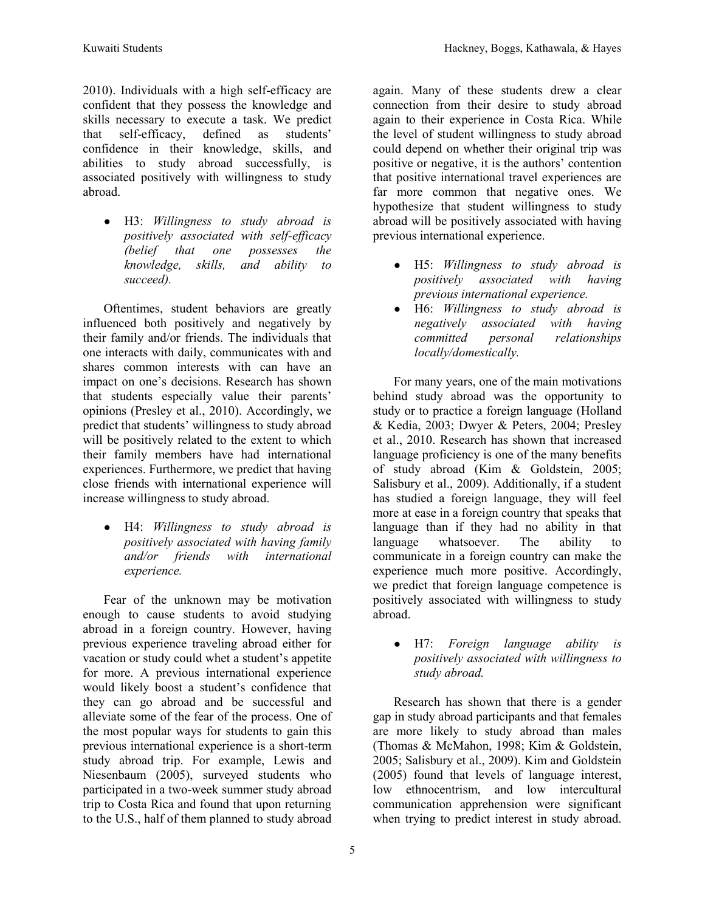2010). Individuals with a high self-efficacy are confident that they possess the knowledge and skills necessary to execute a task. We predict that self-efficacy, defined as students' confidence in their knowledge, skills, and abilities to study abroad successfully, is associated positively with willingness to study abroad.

- H3: *Willingness to study abroad is positively associated with self-efficacy (belief that one possesses the knowledge, skills, and ability to succeed).*

Oftentimes, student behaviors are greatly influenced both positively and negatively by their family and/or friends. The individuals that one interacts with daily, communicates with and shares common interests with can have an impact on one's decisions. Research has shown that students especially value their parents' opinions (Presley et al., 2010). Accordingly, we predict that students' willingness to study abroad will be positively related to the extent to which their family members have had international experiences. Furthermore, we predict that having close friends with international experience will increase willingness to study abroad.

- H4: *Willingness to study abroad is positively associated with having family and/or friends with international experience.*

Fear of the unknown may be motivation enough to cause students to avoid studying abroad in a foreign country. However, having previous experience traveling abroad either for vacation or study could whet a student's appetite for more. A previous international experience would likely boost a student's confidence that they can go abroad and be successful and alleviate some of the fear of the process. One of the most popular ways for students to gain this previous international experience is a short-term study abroad trip. For example, Lewis and Niesenbaum (2005), surveyed students who participated in a two-week summer study abroad trip to Costa Rica and found that upon returning to the U.S., half of them planned to study abroad again. Many of these students drew a clear connection from their desire to study abroad again to their experience in Costa Rica. While the level of student willingness to study abroad could depend on whether their original trip was positive or negative, it is the authors' contention that positive international travel experiences are far more common that negative ones. We hypothesize that student willingness to study abroad will be positively associated with having previous international experience.

- H5: *Willingness to study abroad is positively associated with having previous international experience.*
- H6: *Willingness to study abroad is negatively associated with having committed personal relationships locally/domestically.*

For many years, one of the main motivations behind study abroad was the opportunity to study or to practice a foreign language (Holland & Kedia, 2003; Dwyer & Peters, 2004; Presley et al., 2010. Research has shown that increased language proficiency is one of the many benefits of study abroad (Kim & Goldstein, 2005; Salisbury et al., 2009). Additionally, if a student has studied a foreign language, they will feel more at ease in a foreign country that speaks that language than if they had no ability in that language whatsoever. The ability to communicate in a foreign country can make the experience much more positive. Accordingly, we predict that foreign language competence is positively associated with willingness to study abroad.

- H7: *Foreign language ability is positively associated with willingness to study abroad.*

Research has shown that there is a gender gap in study abroad participants and that females are more likely to study abroad than males (Thomas & McMahon, 1998; Kim & Goldstein, 2005; Salisbury et al., 2009). Kim and Goldstein (2005) found that levels of language interest, low ethnocentrism, and low intercultural communication apprehension were significant when trying to predict interest in study abroad.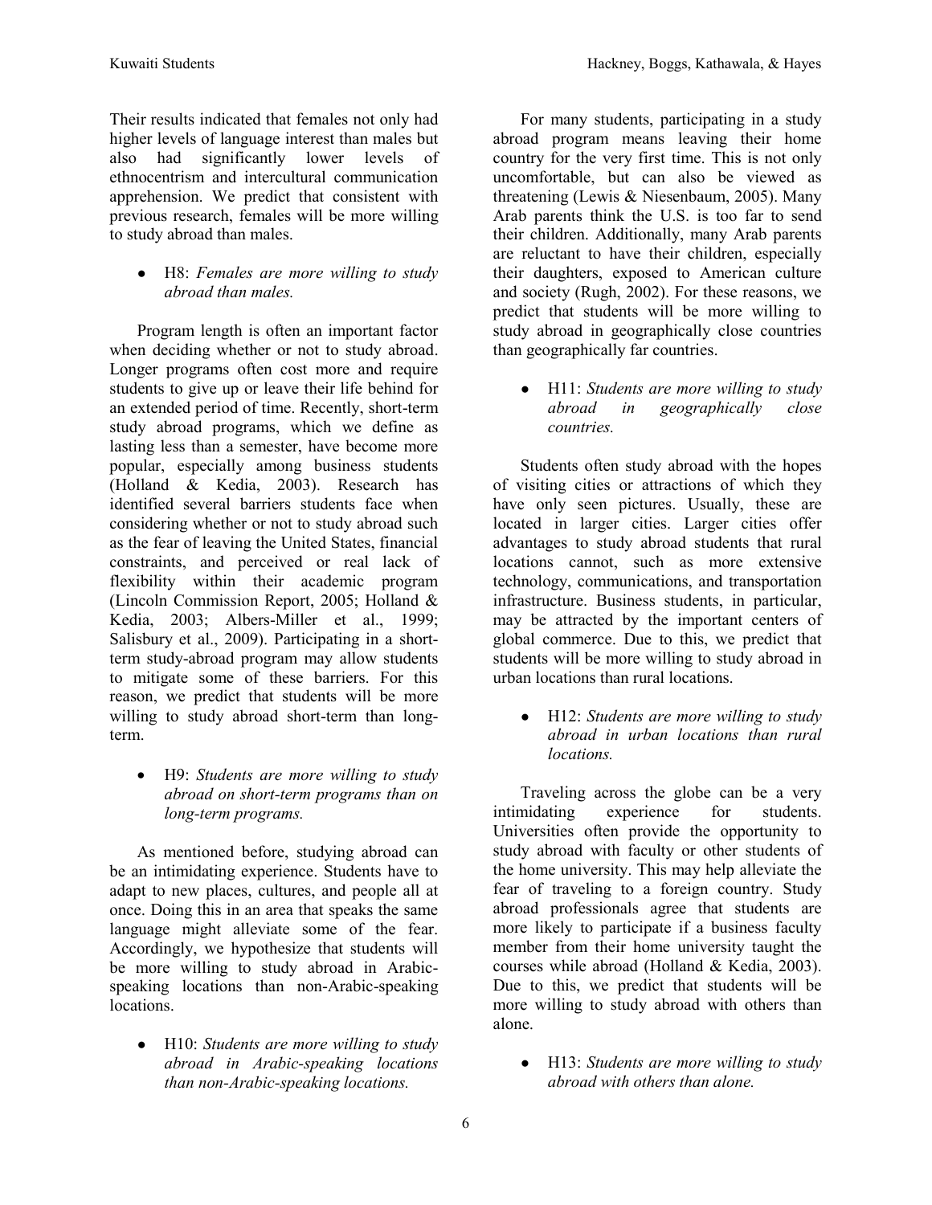Their results indicated that females not only had higher levels of language interest than males but also had significantly lower levels of ethnocentrism and intercultural communication apprehension. We predict that consistent with previous research, females will be more willing to study abroad than males.

- H8: *Females are more willing to study abroad than males.*

Program length is often an important factor when deciding whether or not to study abroad. Longer programs often cost more and require students to give up or leave their life behind for an extended period of time. Recently, short-term study abroad programs, which we define as lasting less than a semester, have become more popular, especially among business students (Holland & Kedia, 2003). Research has identified several barriers students face when considering whether or not to study abroad such as the fear of leaving the United States, financial constraints, and perceived or real lack of flexibility within their academic program (Lincoln Commission Report, 2005; Holland & Kedia, 2003; Albers-Miller et al., 1999; Salisbury et al., 2009). Participating in a short-term study-abroad program may allow students to mitigate some of these barriers. For this reason, we predict that students will be more willing to study abroad short-term than long-term.

- H9: *Students are more willing to study abroad on short-term programs than on long-term programs.*

As mentioned before, studying abroad can be an intimidating experience. Students have to adapt to new places, cultures, and people all at once. Doing this in an area that speaks the same language might alleviate some of the fear. Accordingly, we hypothesize that students will be more willing to study abroad in Arabic-speaking locations than non-Arabic-speaking locations.

- H10: *Students are more willing to study abroad in Arabic-speaking locations than non-Arabic-speaking locations.*

For many students, participating in a study abroad program means leaving their home country for the very first time. This is not only uncomfortable, but can also be viewed as threatening (Lewis & Niesenbaum, 2005). Many Arab parents think the U.S. is too far to send their children. Additionally, many Arab parents are reluctant to have their children, especially their daughters, exposed to American culture and society (Rugh, 2002). For these reasons, we predict that students will be more willing to study abroad in geographically close countries than geographically far countries.

- H11: *Students are more willing to study abroad in geographically close countries.*

Students often study abroad with the hopes of visiting cities or attractions of which they have only seen pictures. Usually, these are located in larger cities. Larger cities offer advantages to study abroad students that rural locations cannot, such as more extensive technology, communications, and transportation infrastructure. Business students, in particular, may be attracted by the important centers of global commerce. Due to this, we predict that students will be more willing to study abroad in urban locations than rural locations.

- H12: *Students are more willing to study abroad in urban locations than rural locations.*

Traveling across the globe can be a very intimidating experience for students. Universities often provide the opportunity to study abroad with faculty or other students of the home university. This may help alleviate the fear of traveling to a foreign country. Study abroad professionals agree that students are more likely to participate if a business faculty member from their home university taught the courses while abroad (Holland & Kedia, 2003). Due to this, we predict that students will be more willing to study abroad with others than alone.

- H13: *Students are more willing to study abroad with others than alone.*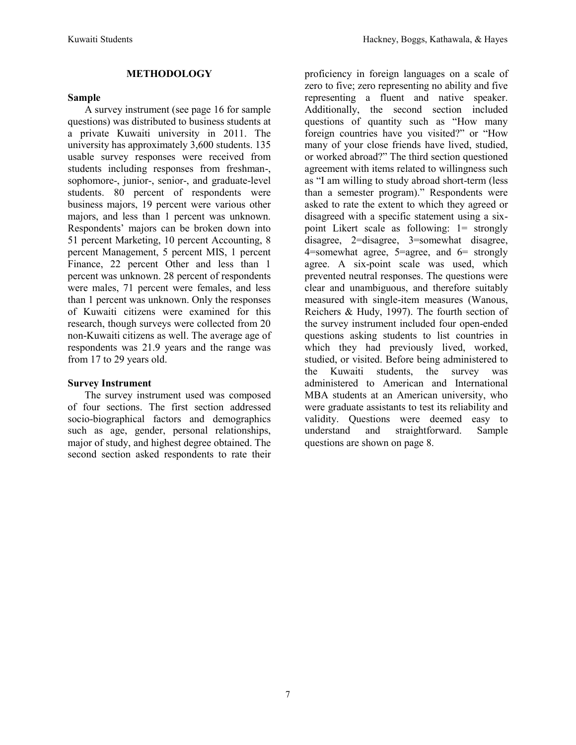## METHODOLOGY

### Sample

A survey instrument (see page 16 for sample questions) was distributed to business students at a private Kuwaiti university in 2011. The university has approximately 3,600 students. 135 usable survey responses were received from students including responses from freshman-, sophomore-, junior-, senior-, and graduate-level students. 80 percent of respondents were business majors, 19 percent were various other majors, and less than 1 percent was unknown. Respondents' majors can be broken down into 51 percent Marketing, 10 percent Accounting, 8 percent Management, 5 percent MIS, 1 percent Finance, 22 percent Other and less than 1 percent was unknown. 28 percent of respondents were males, 71 percent were females, and less than 1 percent was unknown. Only the responses of Kuwaiti citizens were examined for this research, though surveys were collected from 20 non-Kuwaiti citizens as well. The average age of respondents was 21.9 years and the range was from 17 to 29 years old.

### Survey Instrument

The survey instrument used was composed of four sections. The first section addressed socio-biographical factors and demographics such as age, gender, personal relationships, major of study, and highest degree obtained. The second section asked respondents to rate their proficiency in foreign languages on a scale of zero to five; zero representing no ability and five representing a fluent and native speaker. Additionally, the second section included questions of quantity such as "How many foreign countries have you visited?" or "How many of your close friends have lived, studied, or worked abroad?" The third section questioned agreement with items related to willingness such as "I am willing to study abroad short-term (less than a semester program)." Respondents were asked to rate the extent to which they agreed or disagreed with a specific statement using a six-point Likert scale as following: 1= strongly disagree, 2=disagree, 3=somewhat disagree, 4=somewhat agree, 5=agree, and 6= strongly agree. A six-point scale was used, which prevented neutral responses. The questions were clear and unambiguous, and therefore suitably measured with single-item measures (Wanous, Reichers & Hudy, 1997). The fourth section of the survey instrument included four open-ended questions asking students to list countries in which they had previously lived, worked, studied, or visited. Before being administered to the Kuwaiti students, the survey was administered to American and International MBA students at an American university, who were graduate assistants to test its reliability and validity. Questions were deemed easy to understand and straightforward. Sample questions are shown on page 8.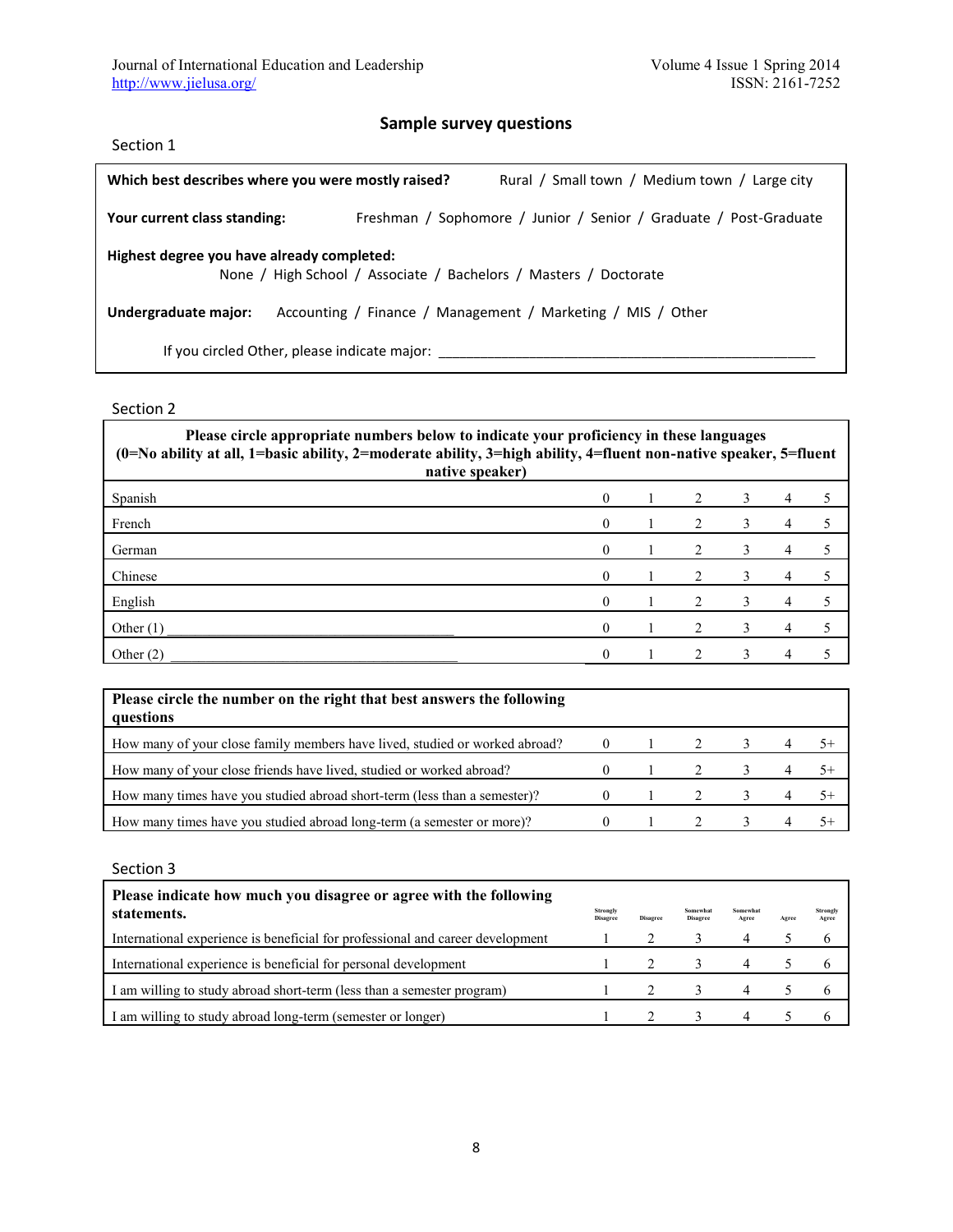## Sample survey questions

Section 1

**Which best describes where you were mostly raised?** Rural / Small town / Medium town / Large city

**Your current class standing:** Freshman / Sophomore / Junior / Senior / Graduate / Post-Graduate

**Highest degree you have already completed:**
None / High School / Associate / Bachelors / Masters / Doctorate

**Undergraduate major:** Accounting / Finance / Management / Marketing / MIS / Other

If you circled Other, please indicate major: ___________________________________________________

Section 2

| **Please circle appropriate numbers below to indicate your proficiency in these languages (0=No ability at all, 1=basic ability, 2=moderate ability, 3=high ability, 4=fluent non-native speaker, 5=fluent native speaker)** | | | | | | |
|---|---|---|---|---|---|---|
| Spanish | 0 | 1 | 2 | 3 | 4 | 5 |
| French | 0 | 1 | 2 | 3 | 4 | 5 |
| German | 0 | 1 | 2 | 3 | 4 | 5 |
| Chinese | 0 | 1 | 2 | 3 | 4 | 5 |
| English | 0 | 1 | 2 | 3 | 4 | 5 |
| Other (1) ________________________________________ | 0 | 1 | 2 | 3 | 4 | 5 |
| Other (2) ________________________________________ | 0 | 1 | 2 | 3 | 4 | 5 |

| **Please circle the number on the right that best answers the following questions** | | | | | | |
|---|---|---|---|---|---|---|
| How many of your close family members have lived, studied or worked abroad? | 0 | 1 | 2 | 3 | 4 | 5+ |
| How many of your close friends have lived, studied or worked abroad? | 0 | 1 | 2 | 3 | 4 | 5+ |
| How many times have you studied abroad short-term (less than a semester)? | 0 | 1 | 2 | 3 | 4 | 5+ |
| How many times have you studied abroad long-term (a semester or more)? | 0 | 1 | 2 | 3 | 4 | 5+ |

Section 3

| **Please indicate how much you disagree or agree with the following statements.** | Strongly Disagree | Disagree | Somewhat Disagree | Somewhat Agree | Agree | Strongly Agree |
|---|---|---|---|---|---|---|
| International experience is beneficial for professional and career development | 1 | 2 | 3 | 4 | 5 | 6 |
| International experience is beneficial for personal development | 1 | 2 | 3 | 4 | 5 | 6 |
| I am willing to study abroad short-term (less than a semester program) | 1 | 2 | 3 | 4 | 5 | 6 |
| I am willing to study abroad long-term (semester or longer) | 1 | 2 | 3 | 4 | 5 | 6 |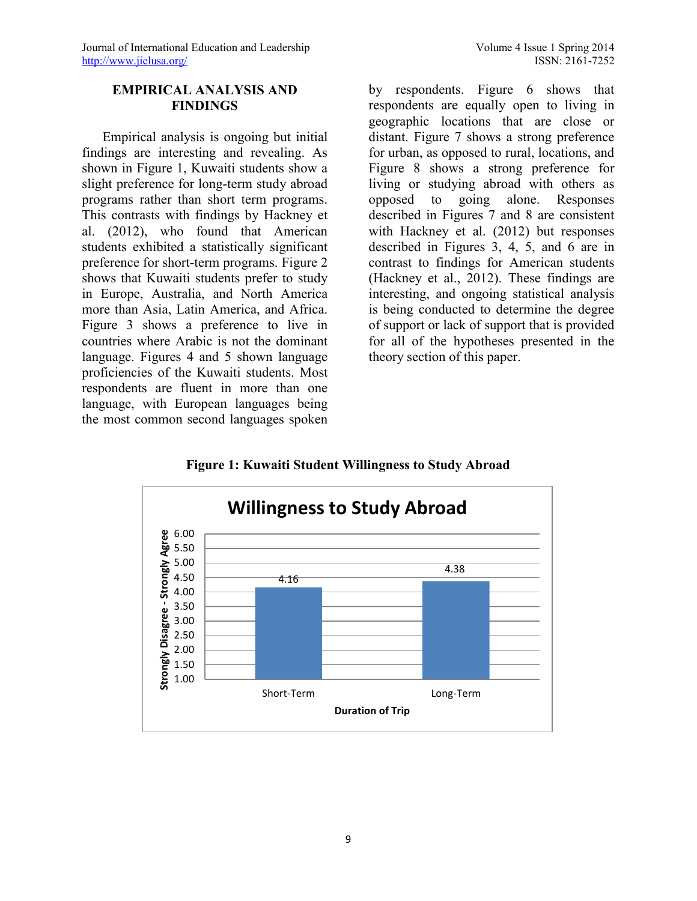## EMPIRICAL ANALYSIS AND FINDINGS

Empirical analysis is ongoing but initial findings are interesting and revealing. As shown in Figure 1, Kuwaiti students show a slight preference for long-term study abroad programs rather than short term programs. This contrasts with findings by Hackney et al. (2012), who found that American students exhibited a statistically significant preference for short-term programs. Figure 2 shows that Kuwaiti students prefer to study in Europe, Australia, and North America more than Asia, Latin America, and Africa. Figure 3 shows a preference to live in countries where Arabic is not the dominant language. Figures 4 and 5 shown language proficiencies of the Kuwaiti students. Most respondents are fluent in more than one language, with European languages being the most common second languages spoken by respondents. Figure 6 shows that respondents are equally open to living in geographic locations that are close or distant. Figure 7 shows a strong preference for urban, as opposed to rural, locations, and Figure 8 shows a strong preference for living or studying abroad with others as opposed to going alone. Responses described in Figures 7 and 8 are consistent with Hackney et al. (2012) but responses described in Figures 3, 4, 5, and 6 are in contrast to findings for American students (Hackney et al., 2012). These findings are interesting, and ongoing statistical analysis is being conducted to determine the degree of support or lack of support that is provided for all of the hypotheses presented in the theory section of this paper.

**Figure 1: Kuwaiti Student Willingness to Study Abroad**

Willingness to Study Abroad

Strongly Disagree - Strongly Agree

6.00
5.50
5.00
4.50
4.00
3.50
3.00
2.50
2.00
1.50
1.00

4.16
4.38

Short-Term
Long-Term

Duration of Trip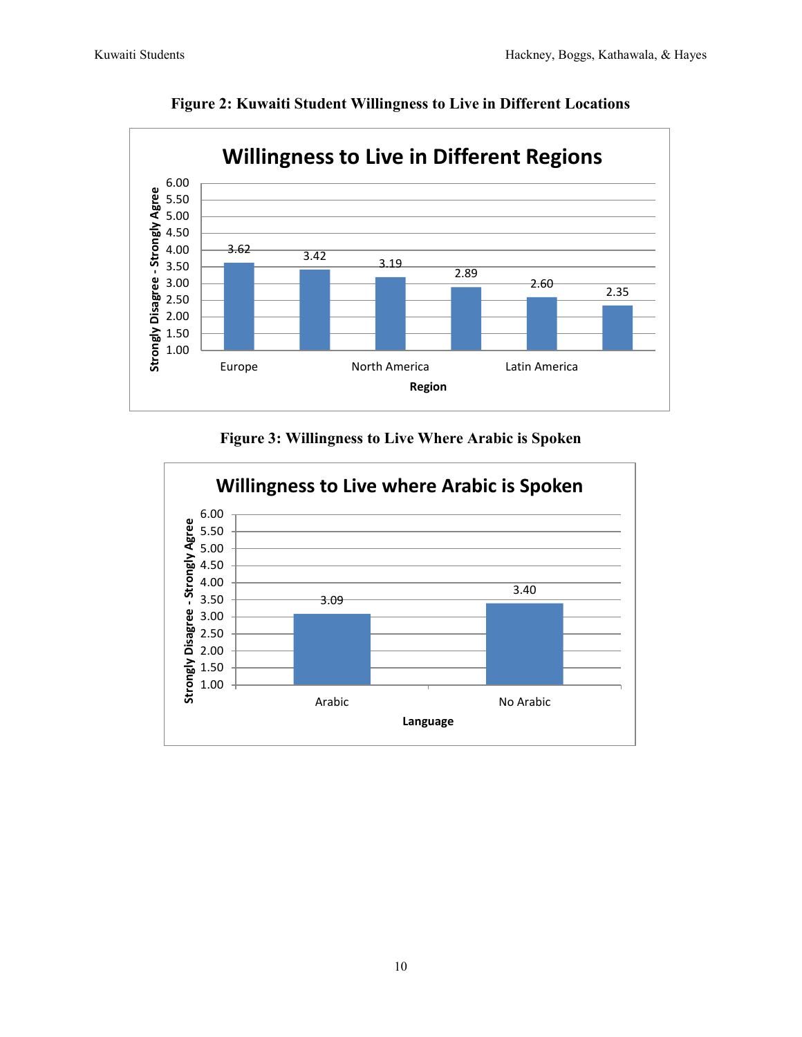**Figure 2: Kuwaiti Student Willingness to Live in Different Locations**

Willingness to Live in Different Regions

Strongly Disagree - Strongly Agree

6.00
5.50
5.00
4.50
4.00
3.50
3.00
2.50
2.00
1.50
1.00

3.62
3.42
3.19
2.89
2.60
2.35

Europe
North America
Latin America

Region

**Figure 3: Willingness to Live Where Arabic is Spoken**

Willingness to Live where Arabic is Spoken

Strongly Disagree - Strongly Agree

6.00
5.50
5.00
4.50
4.00
3.50
3.00
2.50
2.00
1.50
1.00

3.09
3.40

Arabic
No Arabic

Language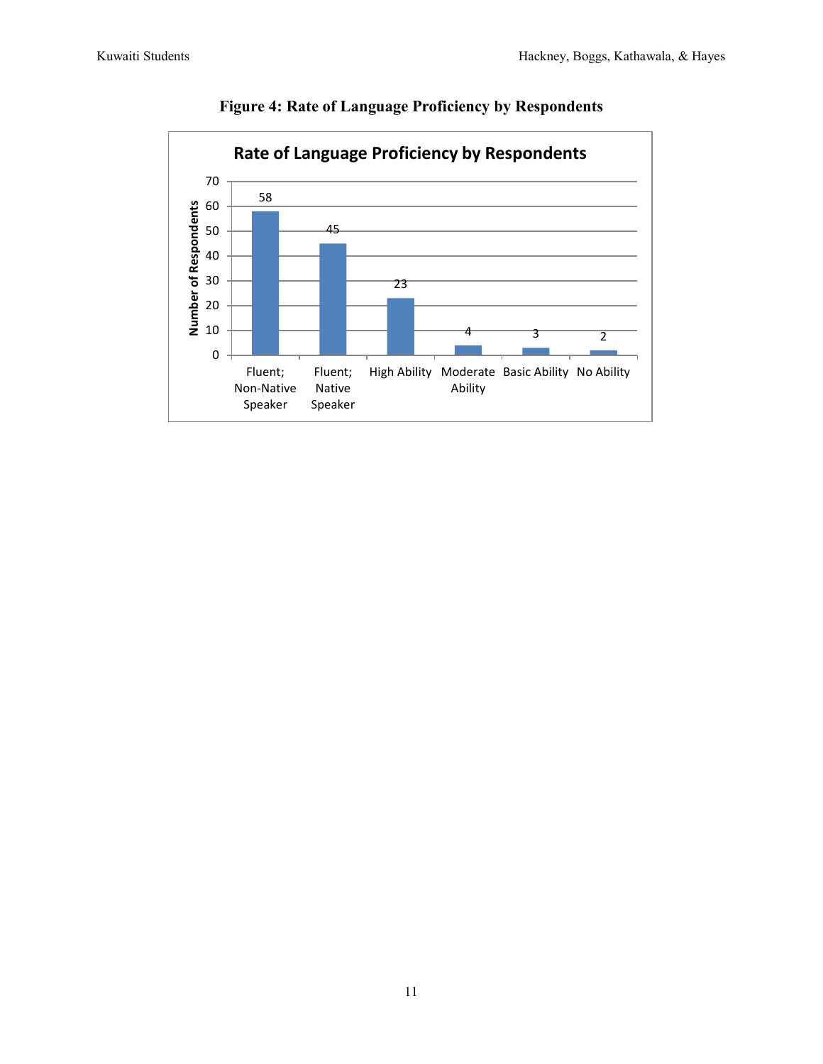**Figure 4: Rate of Language Proficiency by Respondents**

Rate of Language Proficiency by Respondents

Number of Respondents

70
60
50
40
30
20
10
0

58
45
23
4
3
2

Fluent; Non-Native Speaker
Fluent; Native Speaker
High Ability
Moderate Ability
Basic Ability
No Ability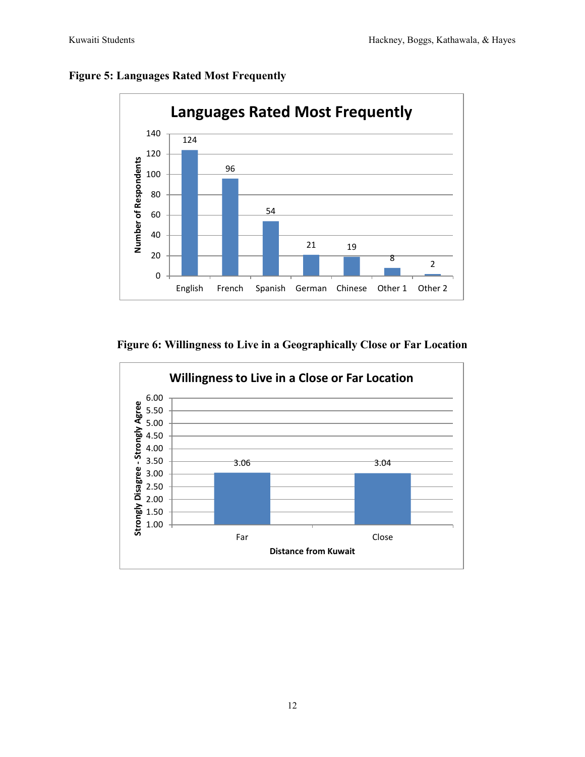**Figure 5: Languages Rated Most Frequently**

Languages Rated Most Frequently

Number of Respondents

140
120
100
80
60
40
20
0

124
96
54
21
19
8
2

English
French
Spanish
German
Chinese
Other 1
Other 2

**Figure 6: Willingness to Live in a Geographically Close or Far Location**

Willingness to Live in a Close or Far Location

Strongly Disagree - Strongly Agree

6.00
5.50
5.00
4.50
4.00
3.50
3.00
2.50
2.00
1.50
1.00

3.06
3.04

Far
Close

Distance from Kuwait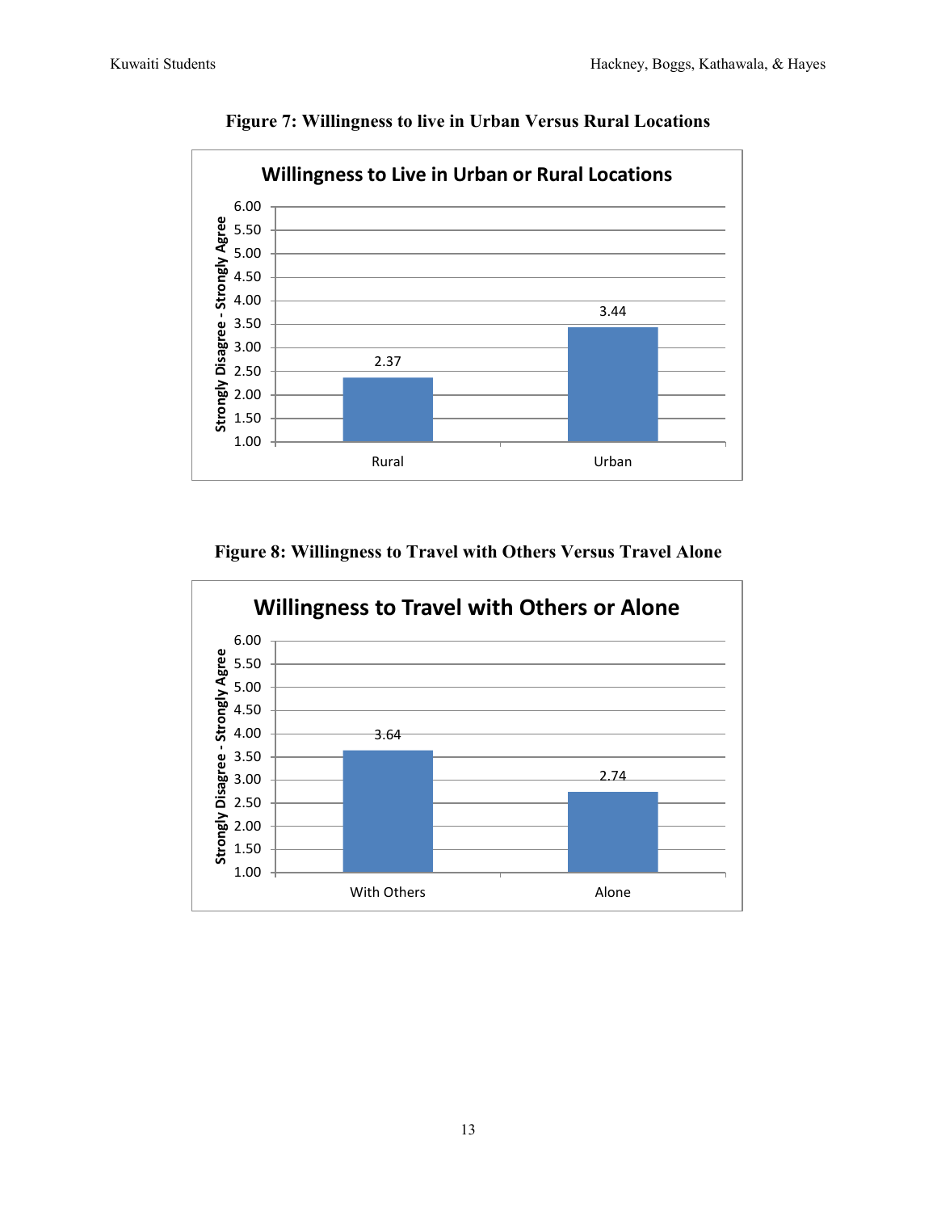**Figure 7: Willingness to live in Urban Versus Rural Locations**

Willingness to Live in Urban or Rural Locations

Strongly Disagree - Strongly Agree

6.00
5.50
5.00
4.50
4.00
3.50
3.00
2.50
2.00
1.50
1.00

2.37
3.44

Rural
Urban

**Figure 8: Willingness to Travel with Others Versus Travel Alone**

Willingness to Travel with Others or Alone

Strongly Disagree - Strongly Agree

6.00
5.50
5.00
4.50
4.00
3.50
3.00
2.50
2.00
1.50
1.00

3.64
2.74

With Others
Alone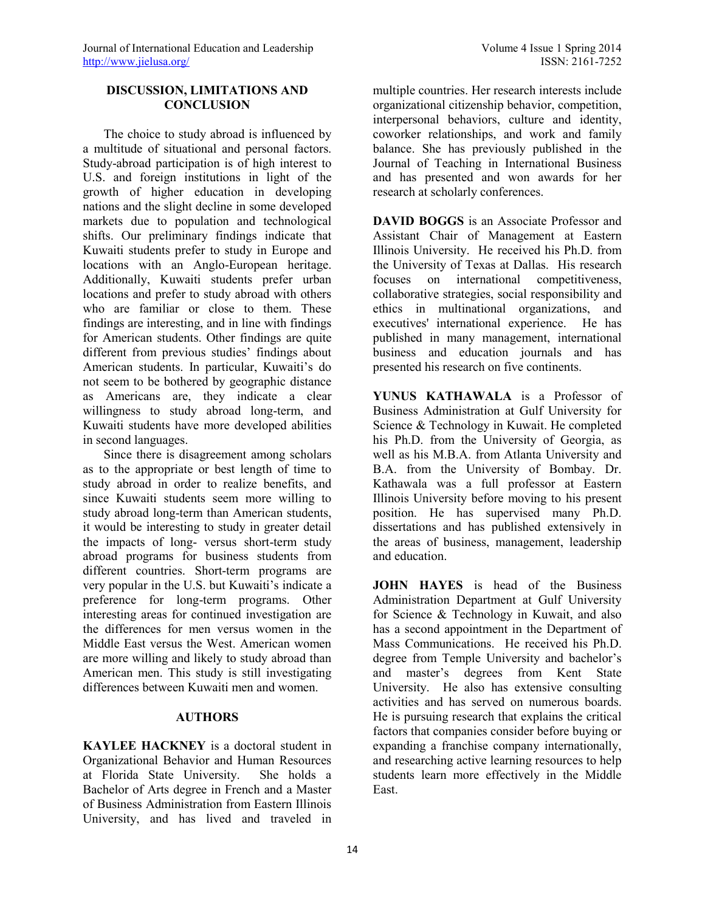## DISCUSSION, LIMITATIONS AND CONCLUSION

The choice to study abroad is influenced by a multitude of situational and personal factors. Study-abroad participation is of high interest to U.S. and foreign institutions in light of the growth of higher education in developing nations and the slight decline in some developed markets due to population and technological shifts. Our preliminary findings indicate that Kuwaiti students prefer to study in Europe and locations with an Anglo-European heritage. Additionally, Kuwaiti students prefer urban locations and prefer to study abroad with others who are familiar or close to them. These findings are interesting, and in line with findings for American students. Other findings are quite different from previous studies' findings about American students. In particular, Kuwaiti's do not seem to be bothered by geographic distance as Americans are, they indicate a clear willingness to study abroad long-term, and Kuwaiti students have more developed abilities in second languages.

Since there is disagreement among scholars as to the appropriate or best length of time to study abroad in order to realize benefits, and since Kuwaiti students seem more willing to study abroad long-term than American students, it would be interesting to study in greater detail the impacts of long- versus short-term study abroad programs for business students from different countries. Short-term programs are very popular in the U.S. but Kuwaiti's indicate a preference for long-term programs. Other interesting areas for continued investigation are the differences for men versus women in the Middle East versus the West. American women are more willing and likely to study abroad than American men. This study is still investigating differences between Kuwaiti men and women.

## AUTHORS

**KAYLEE HACKNEY** is a doctoral student in Organizational Behavior and Human Resources at Florida State University. She holds a Bachelor of Arts degree in French and a Master of Business Administration from Eastern Illinois University, and has lived and traveled in multiple countries. Her research interests include organizational citizenship behavior, competition, interpersonal behaviors, culture and identity, coworker relationships, and work and family balance. She has previously published in the Journal of Teaching in International Business and has presented and won awards for her research at scholarly conferences.

**DAVID BOGGS** is an Associate Professor and Assistant Chair of Management at Eastern Illinois University. He received his Ph.D. from the University of Texas at Dallas. His research focuses on international competitiveness, collaborative strategies, social responsibility and ethics in multinational organizations, and executives' international experience. He has published in many management, international business and education journals and has presented his research on five continents.

**YUNUS KATHAWALA** is a Professor of Business Administration at Gulf University for Science & Technology in Kuwait. He completed his Ph.D. from the University of Georgia, as well as his M.B.A. from Atlanta University and B.A. from the University of Bombay. Dr. Kathawala was a full professor at Eastern Illinois University before moving to his present position. He has supervised many Ph.D. dissertations and has published extensively in the areas of business, management, leadership and education.

**JOHN HAYES** is head of the Business Administration Department at Gulf University for Science & Technology in Kuwait, and also has a second appointment in the Department of Mass Communications. He received his Ph.D. degree from Temple University and bachelor's and master's degrees from Kent State University. He also has extensive consulting activities and has served on numerous boards. He is pursuing research that explains the critical factors that companies consider before buying or expanding a franchise company internationally, and researching active learning resources to help students learn more effectively in the Middle East.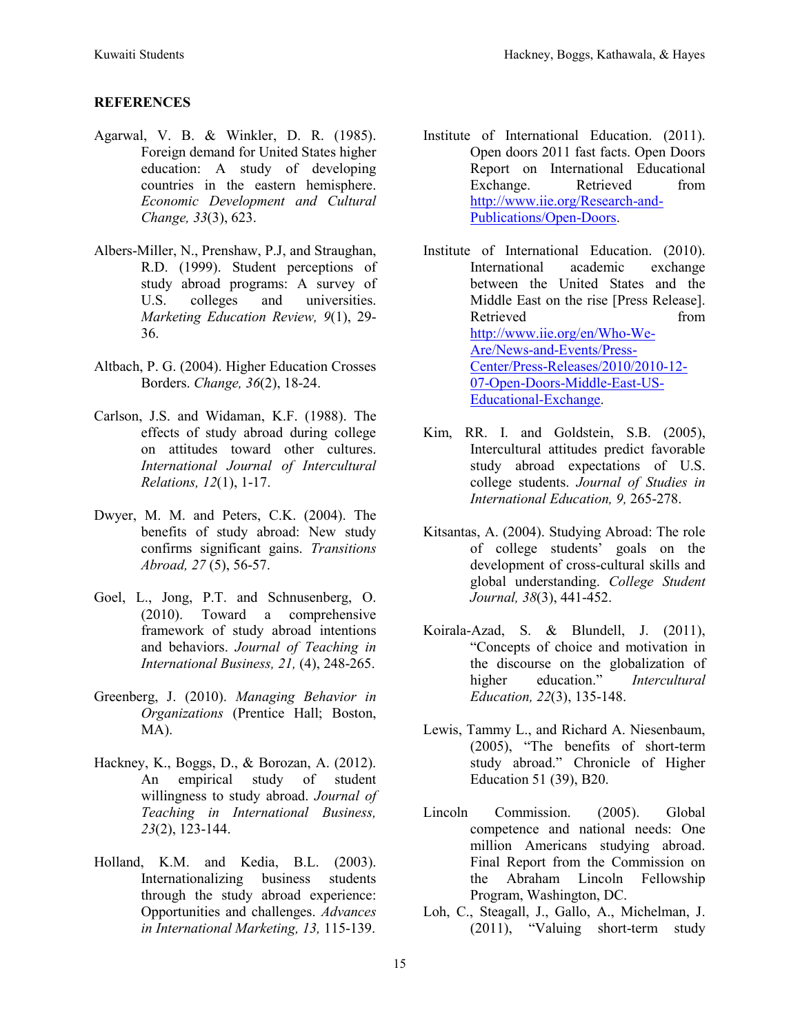**REFERENCES**

Agarwal, V. B. & Winkler, D. R. (1985). Foreign demand for United States higher education: A study of developing countries in the eastern hemisphere. *Economic Development and Cultural Change, 33*(3), 623.

Albers-Miller, N., Prenshaw, P.J, and Straughan, R.D. (1999). Student perceptions of study abroad programs: A survey of U.S. colleges and universities. *Marketing Education Review, 9*(1), 29-36.

Altbach, P. G. (2004). Higher Education Crosses Borders. *Change, 36*(2), 18-24.

Carlson, J.S. and Widaman, K.F. (1988). The effects of study abroad during college on attitudes toward other cultures. *International Journal of Intercultural Relations, 12*(1), 1-17.

Dwyer, M. M. and Peters, C.K. (2004). The benefits of study abroad: New study confirms significant gains. *Transitions Abroad, 27* (5), 56-57.

Goel, L., Jong, P.T. and Schnusenberg, O. (2010). Toward a comprehensive framework of study abroad intentions and behaviors. *Journal of Teaching in International Business, 21,* (4), 248-265.

Greenberg, J. (2010). *Managing Behavior in Organizations* (Prentice Hall; Boston, MA).

Hackney, K., Boggs, D., & Borozan, A. (2012). An empirical study of student willingness to study abroad. *Journal of Teaching in International Business, 23*(2), 123-144.

Holland, K.M. and Kedia, B.L. (2003). Internationalizing business students through the study abroad experience: Opportunities and challenges. *Advances in International Marketing, 13,* 115-139.

Institute of International Education. (2011). Open doors 2011 fast facts. Open Doors Report on International Educational Exchange. Retrieved from http://www.iie.org/Research-and-Publications/Open-Doors.

Institute of International Education. (2010). International academic exchange between the United States and the Middle East on the rise [Press Release]. Retrieved from http://www.iie.org/en/Who-We-Are/News-and-Events/Press-Center/Press-Releases/2010/2010-12-07-Open-Doors-Middle-East-US-Educational-Exchange.

Kim, RR. I. and Goldstein, S.B. (2005), Intercultural attitudes predict favorable study abroad expectations of U.S. college students. *Journal of Studies in International Education, 9,* 265-278.

Kitsantas, A. (2004). Studying Abroad: The role of college students' goals on the development of cross-cultural skills and global understanding. *College Student Journal, 38*(3), 441-452.

Koirala-Azad, S. & Blundell, J. (2011), "Concepts of choice and motivation in the discourse on the globalization of higher education." *Intercultural Education, 22*(3), 135-148.

Lewis, Tammy L., and Richard A. Niesenbaum, (2005), "The benefits of short-term study abroad." Chronicle of Higher Education 51 (39), B20.

Lincoln Commission. (2005). Global competence and national needs: One million Americans studying abroad. Final Report from the Commission on the Abraham Lincoln Fellowship Program, Washington, DC.

Loh, C., Steagall, J., Gallo, A., Michelman, J. (2011), "Valuing short-term study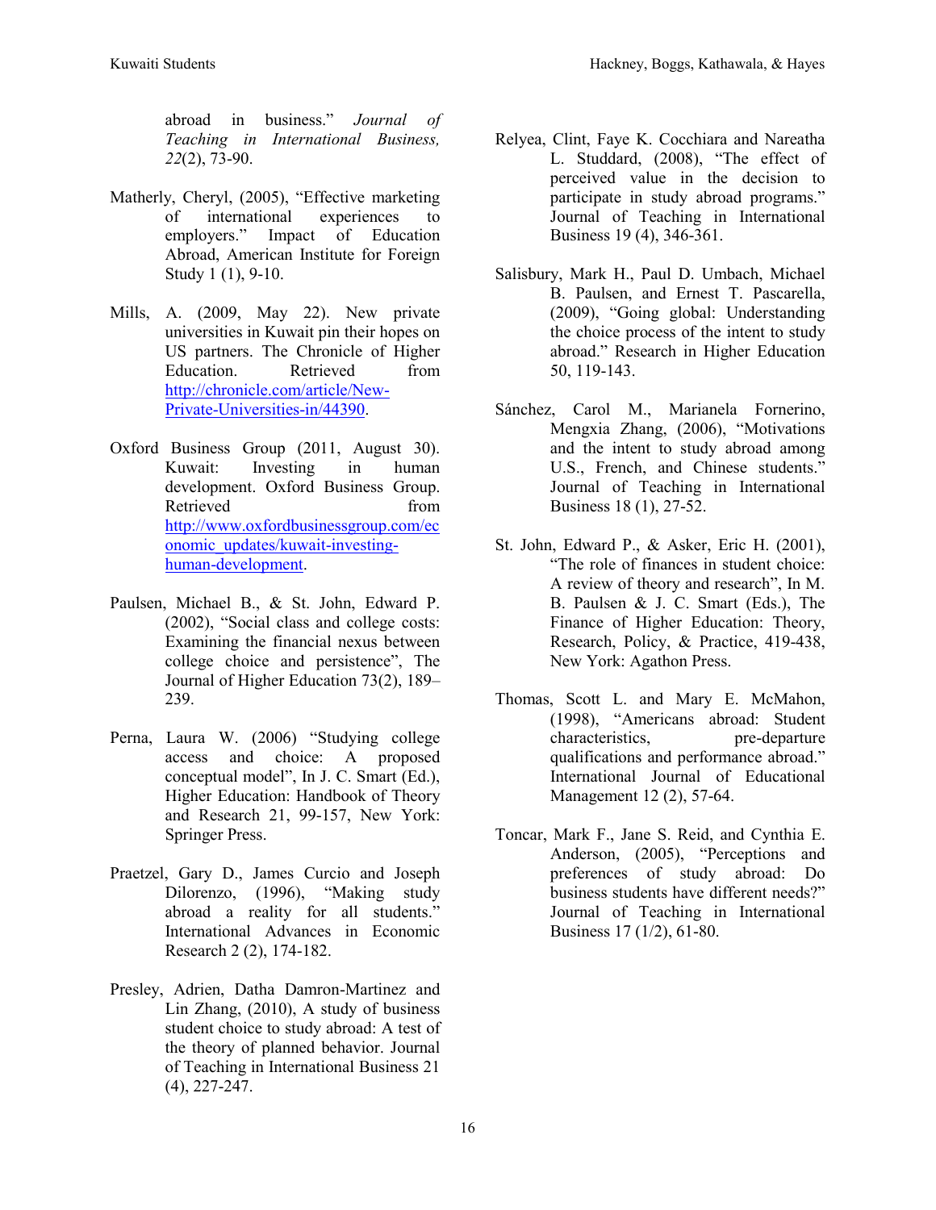abroad in business." *Journal of Teaching in International Business, 22*(2), 73-90.

Matherly, Cheryl, (2005), "Effective marketing of international experiences to employers." Impact of Education Abroad, American Institute for Foreign Study 1 (1), 9-10.

Mills, A. (2009, May 22). New private universities in Kuwait pin their hopes on US partners. The Chronicle of Higher Education. Retrieved from http://chronicle.com/article/New-Private-Universities-in/44390.

Oxford Business Group (2011, August 30). Kuwait: Investing in human development. Oxford Business Group. Retrieved from http://www.oxfordbusinessgroup.com/economic_updates/kuwait-investing-human-development.

Paulsen, Michael B., & St. John, Edward P. (2002), "Social class and college costs: Examining the financial nexus between college choice and persistence", The Journal of Higher Education 73(2), 189–239.

Perna, Laura W. (2006) "Studying college access and choice: A proposed conceptual model", In J. C. Smart (Ed.), Higher Education: Handbook of Theory and Research 21, 99-157, New York: Springer Press.

Praetzel, Gary D., James Curcio and Joseph Dilorenzo, (1996), "Making study abroad a reality for all students." International Advances in Economic Research 2 (2), 174-182.

Presley, Adrien, Datha Damron-Martinez and Lin Zhang, (2010), A study of business student choice to study abroad: A test of the theory of planned behavior. Journal of Teaching in International Business 21 (4), 227-247.

Relyea, Clint, Faye K. Cocchiara and Nareatha L. Studdard, (2008), "The effect of perceived value in the decision to participate in study abroad programs." Journal of Teaching in International Business 19 (4), 346-361.

Salisbury, Mark H., Paul D. Umbach, Michael B. Paulsen, and Ernest T. Pascarella, (2009), "Going global: Understanding the choice process of the intent to study abroad." Research in Higher Education 50, 119-143.

Sánchez, Carol M., Marianela Fornerino, Mengxia Zhang, (2006), "Motivations and the intent to study abroad among U.S., French, and Chinese students." Journal of Teaching in International Business 18 (1), 27-52.

St. John, Edward P., & Asker, Eric H. (2001), "The role of finances in student choice: A review of theory and research", In M. B. Paulsen & J. C. Smart (Eds.), The Finance of Higher Education: Theory, Research, Policy, & Practice, 419-438, New York: Agathon Press.

Thomas, Scott L. and Mary E. McMahon, (1998), "Americans abroad: Student characteristics, pre-departure qualifications and performance abroad." International Journal of Educational Management 12 (2), 57-64.

Toncar, Mark F., Jane S. Reid, and Cynthia E. Anderson, (2005), "Perceptions and preferences of study abroad: Do business students have different needs?" Journal of Teaching in International Business 17 (1/2), 61-80.